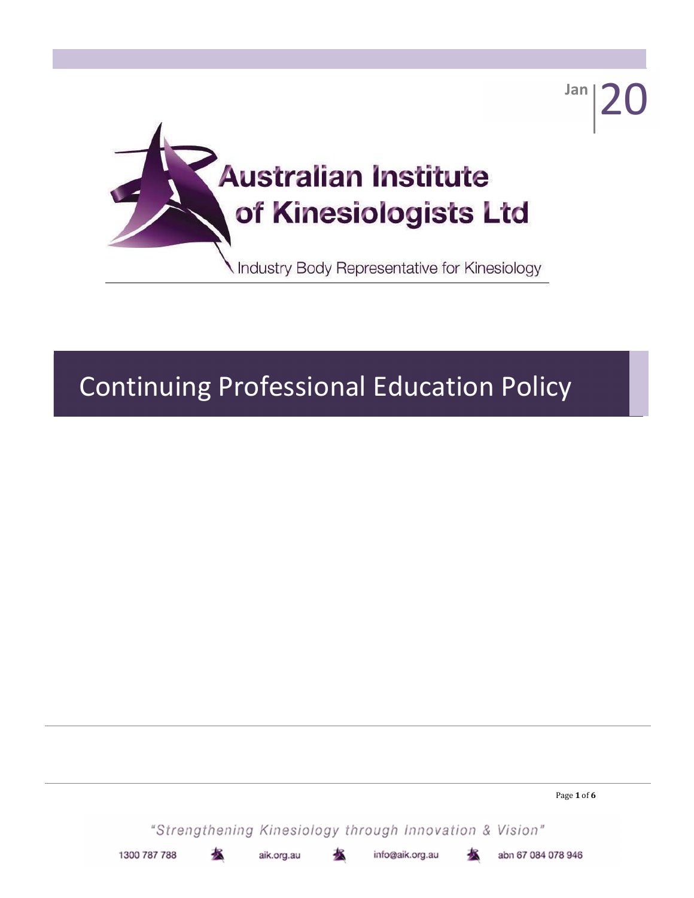Jan | 20

# Australian Institute of Kinesiologists Ltd

Industry Body Representative for Kinesiology

# Continuing Professional Education Policy

"Strengthening Kinesiology through Innovation & Vision"

1300 787 788 aik.org.au info@aik.org.au abn 67 084 078 946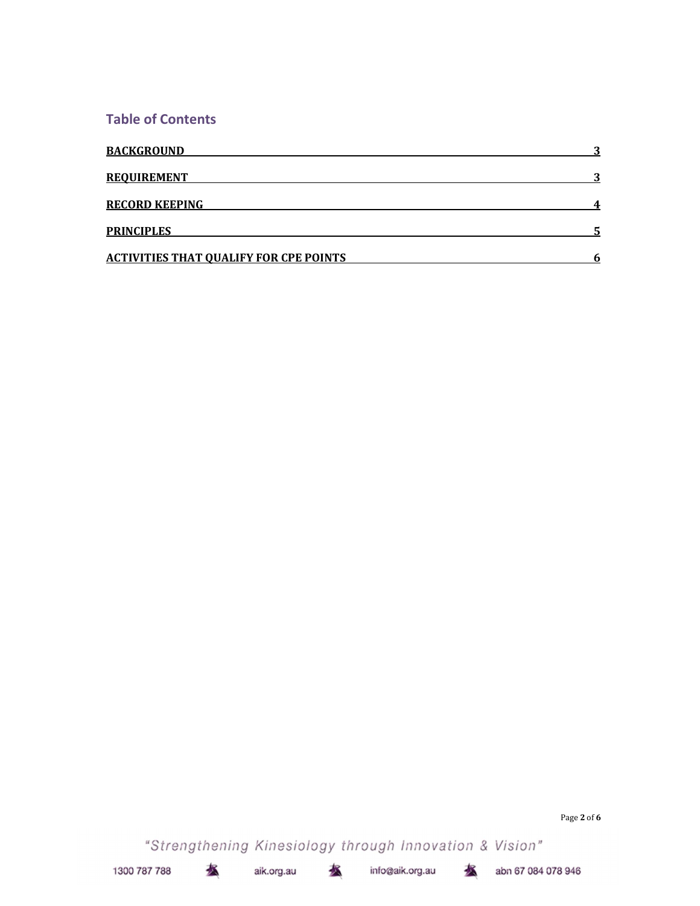## Table of Contents

| | |
|---|---|
| **BACKGROUND** | **3** |
| **REQUIREMENT** | **3** |
| **RECORD KEEPING** | **4** |
| **PRINCIPLES** | **5** |
| **ACTIVITIES THAT QUALIFY FOR CPE POINTS** | **6** |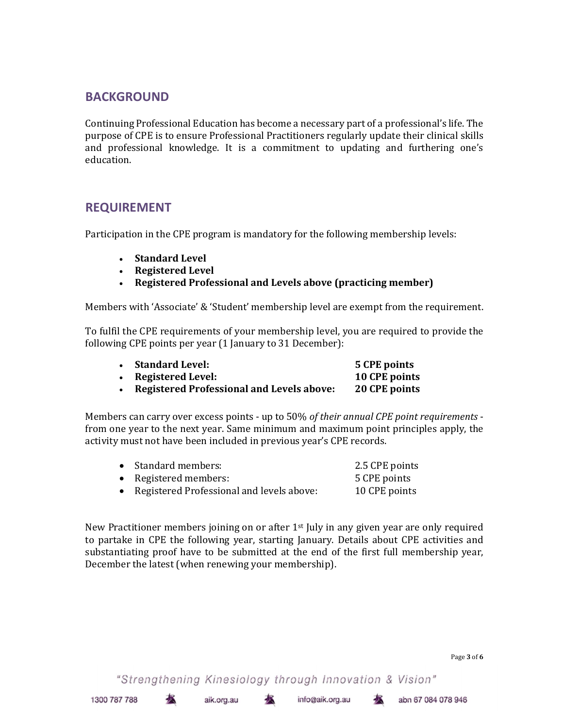## BACKGROUND

Continuing Professional Education has become a necessary part of a professional's life. The purpose of CPE is to ensure Professional Practitioners regularly update their clinical skills and professional knowledge. It is a commitment to updating and furthering one's education.

## REQUIREMENT

Participation in the CPE program is mandatory for the following membership levels:

- **Standard Level**
- **Registered Level**
- **Registered Professional and Levels above (practicing member)**

Members with 'Associate' & 'Student' membership level are exempt from the requirement.

To fulfil the CPE requirements of your membership level, you are required to provide the following CPE points per year (1 January to 31 December):

- **Standard Level:** **5 CPE points**
- **Registered Level:** **10 CPE points**
- **Registered Professional and Levels above:** **20 CPE points**

Members can carry over excess points - up to 50% *of their annual CPE point requirements* - from one year to the next year. Same minimum and maximum point principles apply, the activity must not have been included in previous year's CPE records.

- Standard members: 2.5 CPE points
- Registered members: 5 CPE points
- Registered Professional and levels above: 10 CPE points

New Practitioner members joining on or after 1st July in any given year are only required to partake in CPE the following year, starting January. Details about CPE activities and substantiating proof have to be submitted at the end of the first full membership year, December the latest (when renewing your membership).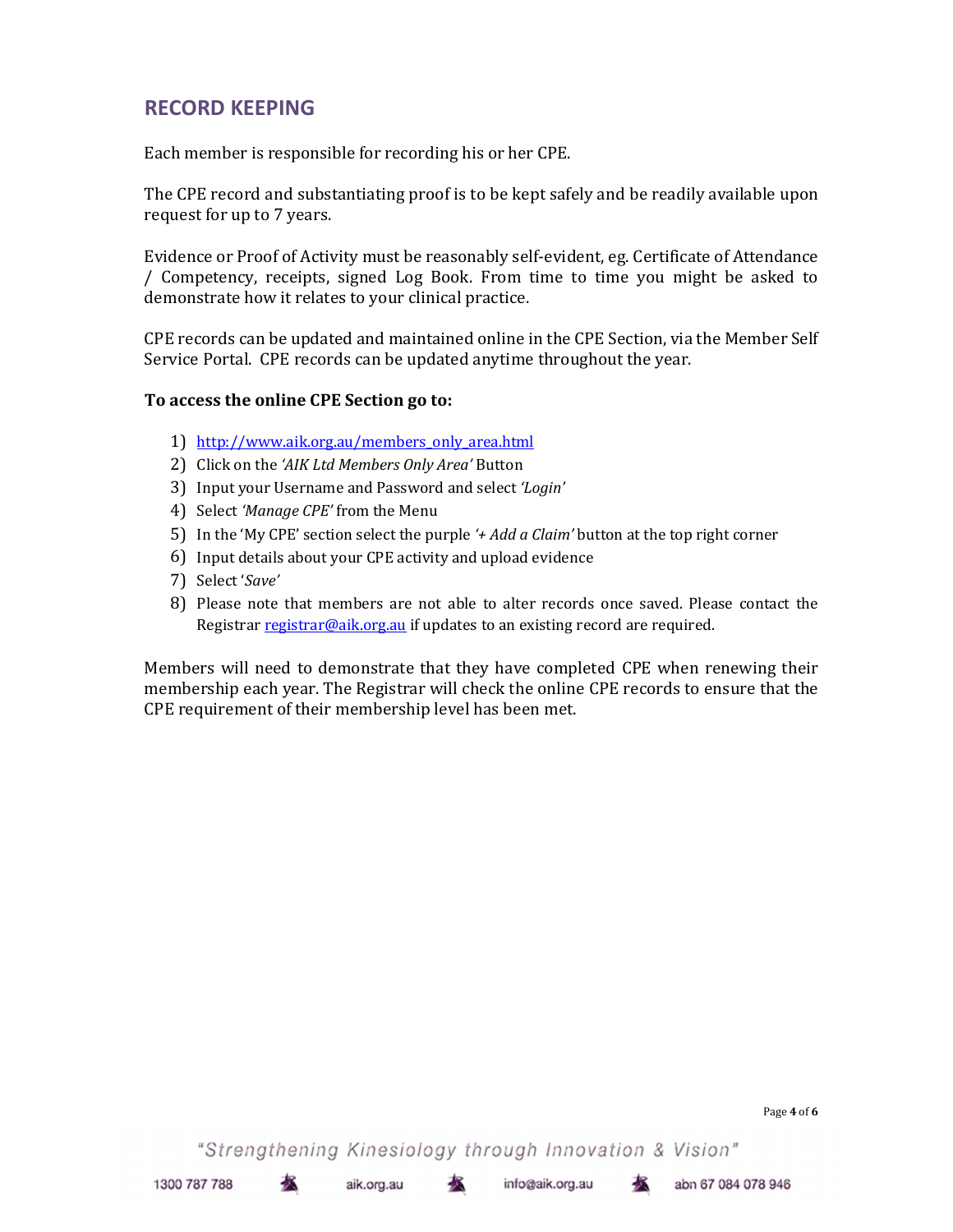## RECORD KEEPING

Each member is responsible for recording his or her CPE.

The CPE record and substantiating proof is to be kept safely and be readily available upon request for up to 7 years.

Evidence or Proof of Activity must be reasonably self-evident, eg. Certificate of Attendance / Competency, receipts, signed Log Book. From time to time you might be asked to demonstrate how it relates to your clinical practice.

CPE records can be updated and maintained online in the CPE Section, via the Member Self Service Portal. CPE records can be updated anytime throughout the year.

**To access the online CPE Section go to:**

1) http://www.aik.org.au/members_only_area.html
2) Click on the *'AIK Ltd Members Only Area'* Button
3) Input your Username and Password and select *'Login'*
4) Select *'Manage CPE'* from the Menu
5) In the 'My CPE' section select the purple *'+ Add a Claim'* button at the top right corner
6) Input details about your CPE activity and upload evidence
7) Select '*Save'*
8) Please note that members are not able to alter records once saved. Please contact the Registrar registrar@aik.org.au if updates to an existing record are required.

Members will need to demonstrate that they have completed CPE when renewing their membership each year. The Registrar will check the online CPE records to ensure that the CPE requirement of their membership level has been met.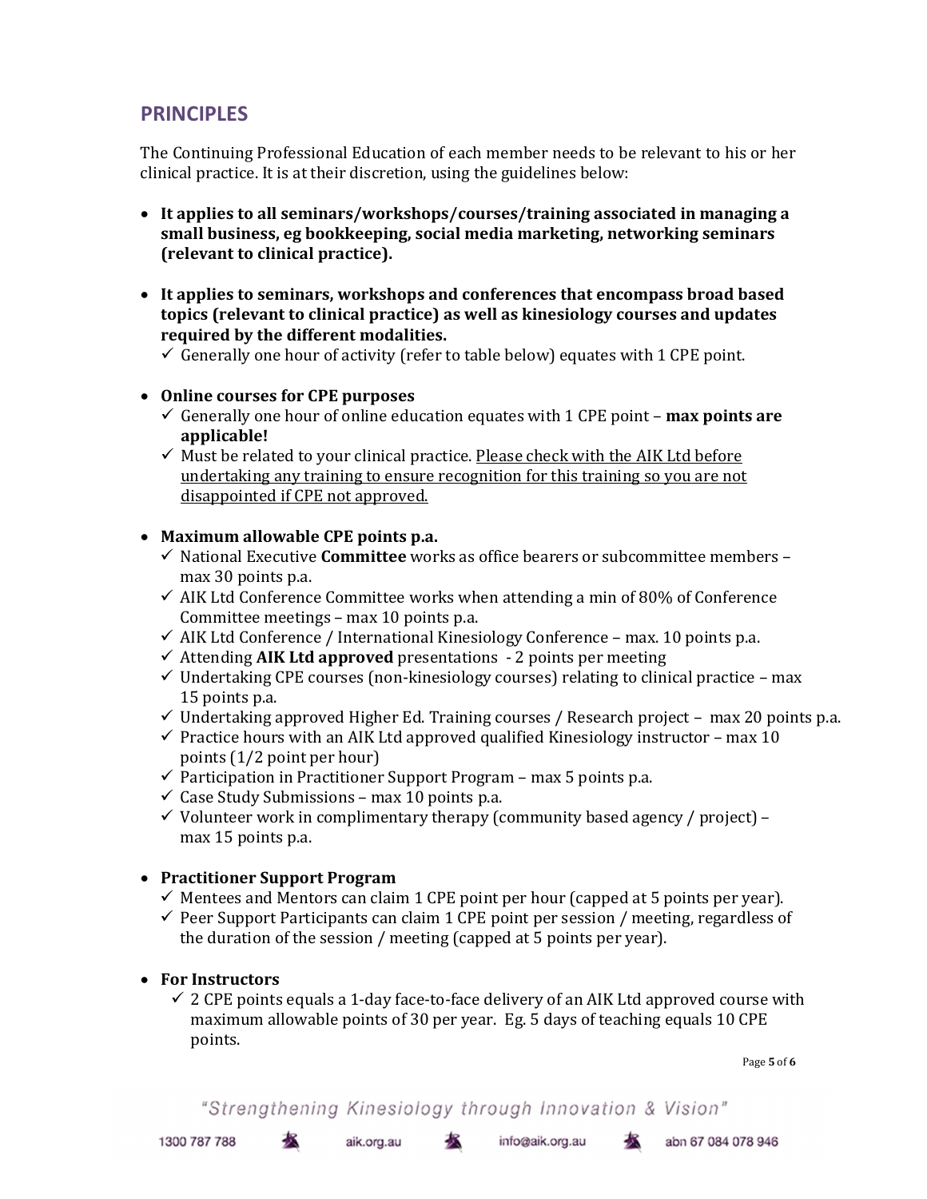## PRINCIPLES

The Continuing Professional Education of each member needs to be relevant to his or her clinical practice. It is at their discretion, using the guidelines below:

- **It applies to all seminars/workshops/courses/training associated in managing a small business, eg bookkeeping, social media marketing, networking seminars (relevant to clinical practice).**

- **It applies to seminars, workshops and conferences that encompass broad based topics (relevant to clinical practice) as well as kinesiology courses and updates required by the different modalities.**
  - ✓ Generally one hour of activity (refer to table below) equates with 1 CPE point.

- **Online courses for CPE purposes**
  - ✓ Generally one hour of online education equates with 1 CPE point – **max points are applicable!**
  - ✓ Must be related to your clinical practice. <u>Please check with the AIK Ltd before undertaking any training to ensure recognition for this training so you are not disappointed if CPE not approved.</u>

- **Maximum allowable CPE points p.a.**
  - ✓ National Executive **Committee** works as office bearers or subcommittee members – max 30 points p.a.
  - ✓ AIK Ltd Conference Committee works when attending a min of 80% of Conference Committee meetings – max 10 points p.a.
  - ✓ AIK Ltd Conference / International Kinesiology Conference – max. 10 points p.a.
  - ✓ Attending **AIK Ltd approved** presentations - 2 points per meeting
  - ✓ Undertaking CPE courses (non-kinesiology courses) relating to clinical practice – max 15 points p.a.
  - ✓ Undertaking approved Higher Ed. Training courses / Research project – max 20 points p.a.
  - ✓ Practice hours with an AIK Ltd approved qualified Kinesiology instructor – max 10 points (1/2 point per hour)
  - ✓ Participation in Practitioner Support Program – max 5 points p.a.
  - ✓ Case Study Submissions – max 10 points p.a.
  - ✓ Volunteer work in complimentary therapy (community based agency / project) – max 15 points p.a.

- **Practitioner Support Program**
  - ✓ Mentees and Mentors can claim 1 CPE point per hour (capped at 5 points per year).
  - ✓ Peer Support Participants can claim 1 CPE point per session / meeting, regardless of the duration of the session / meeting (capped at 5 points per year).

- **For Instructors**
  - ✓ 2 CPE points equals a 1-day face-to-face delivery of an AIK Ltd approved course with maximum allowable points of 30 per year. Eg. 5 days of teaching equals 10 CPE points.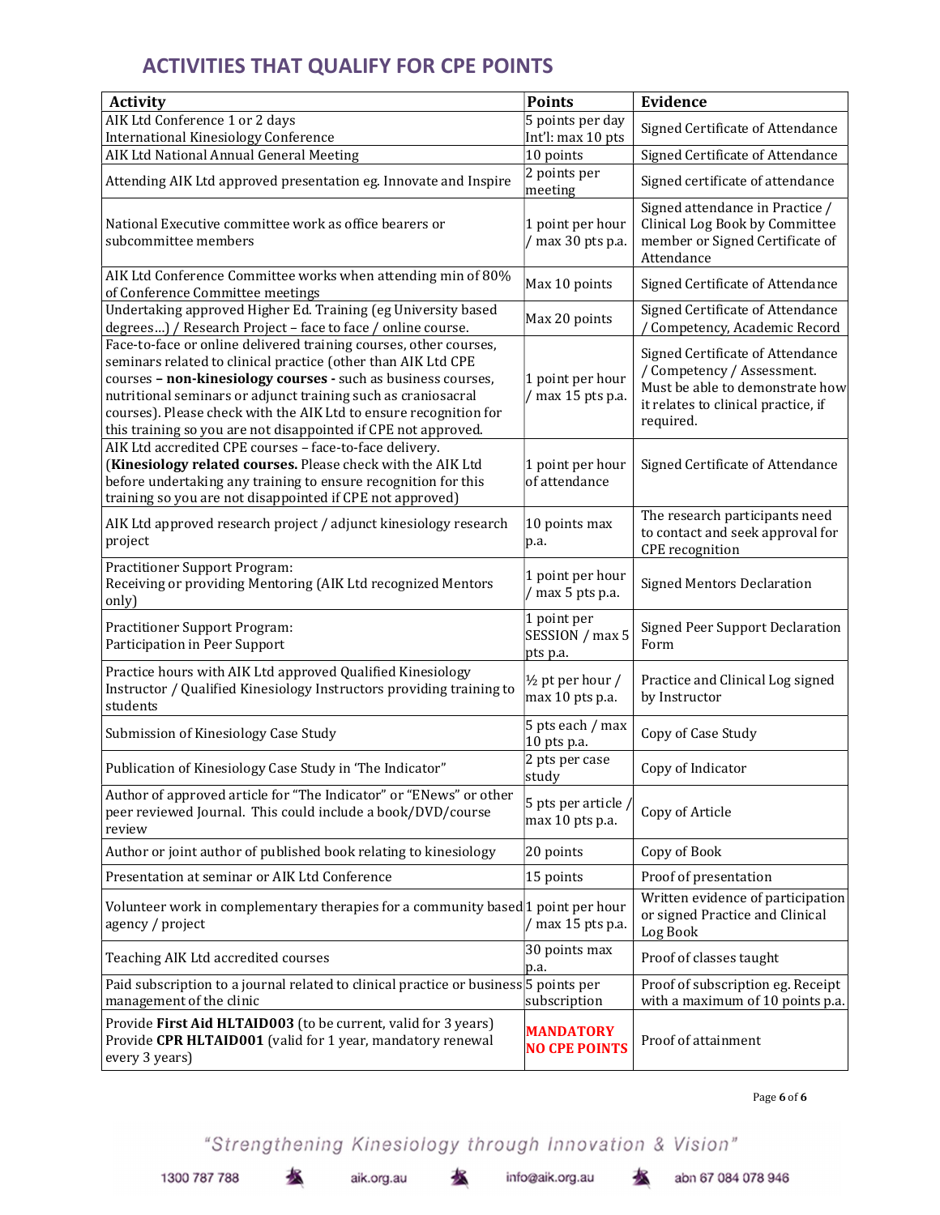## ACTIVITIES THAT QUALIFY FOR CPE POINTS

| Activity | Points | Evidence |
|---|---|---|
| AIK Ltd Conference 1 or 2 days<br>International Kinesiology Conference | 5 points per day<br>Int'l: max 10 pts | Signed Certificate of Attendance |
| AIK Ltd National Annual General Meeting | 10 points | Signed Certificate of Attendance |
| Attending AIK Ltd approved presentation eg. Innovate and Inspire | 2 points per meeting | Signed certificate of attendance |
| National Executive committee work as office bearers or subcommittee members | 1 point per hour / max 30 pts p.a. | Signed attendance in Practice / Clinical Log Book by Committee member or Signed Certificate of Attendance |
| AIK Ltd Conference Committee works when attending min of 80% of Conference Committee meetings | Max 10 points | Signed Certificate of Attendance |
| Undertaking approved Higher Ed. Training (eg University based degrees…) / Research Project – face to face / online course. | Max 20 points | Signed Certificate of Attendance / Competency, Academic Record |
| Face-to-face or online delivered training courses, other courses, seminars related to clinical practice (other than AIK Ltd CPE courses **– non-kinesiology courses -** such as business courses, nutritional seminars or adjunct training such as craniosacral courses). Please check with the AIK Ltd to ensure recognition for this training so you are not disappointed if CPE not approved. | 1 point per hour / max 15 pts p.a. | Signed Certificate of Attendance / Competency / Assessment. Must be able to demonstrate how it relates to clinical practice, if required. |
| AIK Ltd accredited CPE courses – face-to-face delivery. (**Kinesiology related courses.** Please check with the AIK Ltd before undertaking any training to ensure recognition for this training so you are not disappointed if CPE not approved) | 1 point per hour of attendance | Signed Certificate of Attendance |
| AIK Ltd approved research project / adjunct kinesiology research project | 10 points max p.a. | The research participants need to contact and seek approval for CPE recognition |
| Practitioner Support Program:<br>Receiving or providing Mentoring (AIK Ltd recognized Mentors only) | 1 point per hour / max 5 pts p.a. | Signed Mentors Declaration |
| Practitioner Support Program:<br>Participation in Peer Support | 1 point per SESSION / max 5 pts p.a. | Signed Peer Support Declaration Form |
| Practice hours with AIK Ltd approved Qualified Kinesiology Instructor / Qualified Kinesiology Instructors providing training to students | ½ pt per hour / max 10 pts p.a. | Practice and Clinical Log signed by Instructor |
| Submission of Kinesiology Case Study | 5 pts each / max 10 pts p.a. | Copy of Case Study |
| Publication of Kinesiology Case Study in 'The Indicator" | 2 pts per case study | Copy of Indicator |
| Author of approved article for "The Indicator" or "ENews" or other peer reviewed Journal. This could include a book/DVD/course review | 5 pts per article / max 10 pts p.a. | Copy of Article |
| Author or joint author of published book relating to kinesiology | 20 points | Copy of Book |
| Presentation at seminar or AIK Ltd Conference | 15 points | Proof of presentation |
| Volunteer work in complementary therapies for a community based agency / project | 1 point per hour / max 15 pts p.a. | Written evidence of participation or signed Practice and Clinical Log Book |
| Teaching AIK Ltd accredited courses | 30 points max p.a. | Proof of classes taught |
| Paid subscription to a journal related to clinical practice or business management of the clinic | 5 points per subscription | Proof of subscription eg. Receipt with a maximum of 10 points p.a. |
| Provide **First Aid HLTAID003** (to be current, valid for 3 years)<br>Provide **CPR HLTAID001** (valid for 1 year, mandatory renewal every 3 years) | **MANDATORY NO CPE POINTS** | Proof of attainment |

"Strengthening Kinesiology through Innovation & Vision"

1300 787 788 aik.org.au info@aik.org.au abn 67 084 078 946